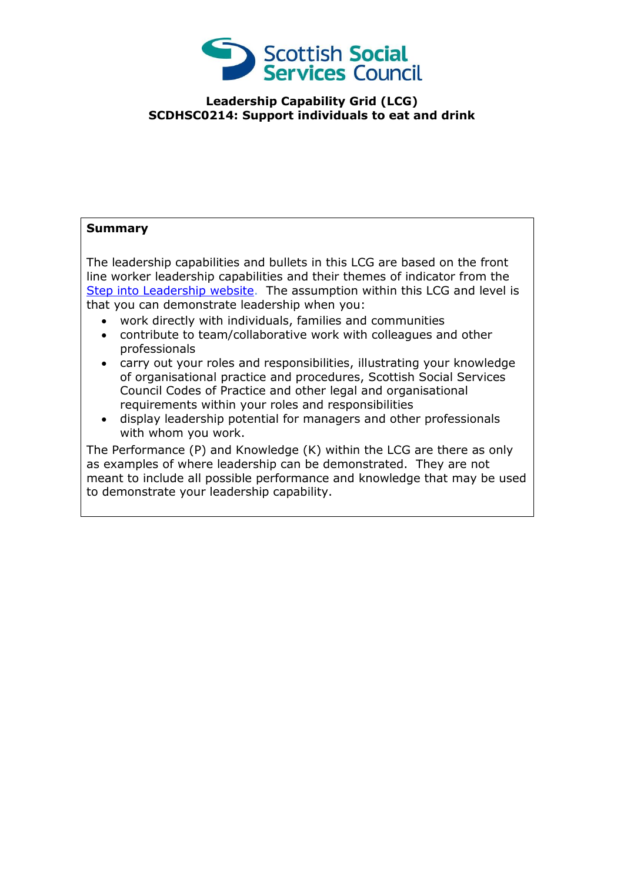**Leadership Capability Grid (LCG)**
**SCDHSC0214: Support individuals to eat and drink**

**Summary**

The leadership capabilities and bullets in this LCG are based on the front line worker leadership capabilities and their themes of indicator from the [Step into Leadership website](). The assumption within this LCG and level is that you can demonstrate leadership when you:

- work directly with individuals, families and communities
- contribute to team/collaborative work with colleagues and other professionals
- carry out your roles and responsibilities, illustrating your knowledge of organisational practice and procedures, Scottish Social Services Council Codes of Practice and other legal and organisational requirements within your roles and responsibilities
- display leadership potential for managers and other professionals with whom you work.

The Performance (P) and Knowledge (K) within the LCG are there as only as examples of where leadership can be demonstrated. They are not meant to include all possible performance and knowledge that may be used to demonstrate your leadership capability.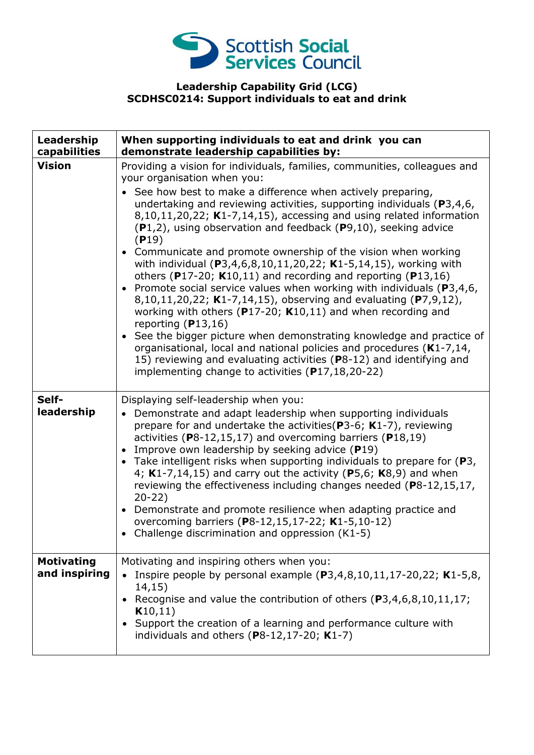**Leadership Capability Grid (LCG)**
**SCDHSC0214: Support individuals to eat and drink**

| Leadership capabilities | When supporting individuals to eat and drink you can demonstrate leadership capabilities by: |
|---|---|
| **Vision** | Providing a vision for individuals, families, communities, colleagues and your organisation when you:<br>• See how best to make a difference when actively preparing, undertaking and reviewing activities, supporting individuals (**P**3,4,6, 8,10,11,20,22; **K**1-7,14,15), accessing and using related information (**P**1,2), using observation and feedback (**P**9,10), seeking advice (**P**19)<br>• Communicate and promote ownership of the vision when working with individual (**P**3,4,6,8,10,11,20,22; **K**1-5,14,15), working with others (**P**17-20; **K**10,11) and recording and reporting (**P**13,16)<br>• Promote social service values when working with individuals (**P**3,4,6, 8,10,11,20,22; **K**1-7,14,15), observing and evaluating (**P**7,9,12), working with others (**P**17-20; **K**10,11) and when recording and reporting (**P**13,16)<br>• See the bigger picture when demonstrating knowledge and practice of organisational, local and national policies and procedures (**K**1-7,14, 15) reviewing and evaluating activities (**P**8-12) and identifying and implementing change to activities (**P**17,18,20-22) |
| **Self-leadership** | Displaying self-leadership when you:<br>• Demonstrate and adapt leadership when supporting individuals prepare for and undertake the activities(**P**3-6; **K**1-7), reviewing activities (**P**8-12,15,17) and overcoming barriers (**P**18,19)<br>• Improve own leadership by seeking advice (**P**19)<br>• Take intelligent risks when supporting individuals to prepare for (**P**3, 4; **K**1-7,14,15) and carry out the activity (**P**5,6; **K**8,9) and when reviewing the effectiveness including changes needed (**P**8-12,15,17, 20-22)<br>• Demonstrate and promote resilience when adapting practice and overcoming barriers (**P**8-12,15,17-22; **K**1-5,10-12)<br>• Challenge discrimination and oppression (K1-5) |
| **Motivating and inspiring** | Motivating and inspiring others when you:<br>• Inspire people by personal example (**P**3,4,8,10,11,17-20,22; **K**1-5,8, 14,15)<br>• Recognise and value the contribution of others (**P**3,4,6,8,10,11,17; **K**10,11)<br>• Support the creation of a learning and performance culture with individuals and others (**P**8-12,17-20; **K**1-7) |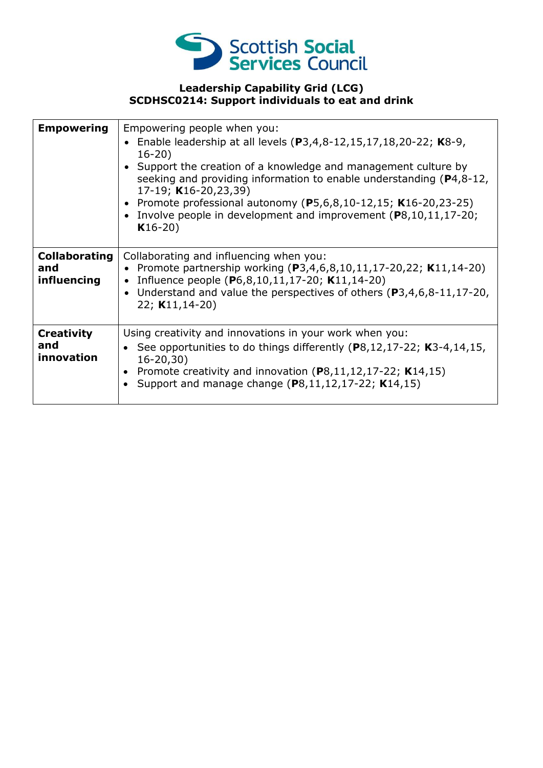**Leadership Capability Grid (LCG)**
**SCDHSC0214: Support individuals to eat and drink**

| | |
|---|---|
| **Empowering** | Empowering people when you:<br>• Enable leadership at all levels (**P**3,4,8-12,15,17,18,20-22; **K**8-9, 16-20)<br>• Support the creation of a knowledge and management culture by seeking and providing information to enable understanding (**P**4,8-12, 17-19; **K**16-20,23,39)<br>• Promote professional autonomy (**P**5,6,8,10-12,15; **K**16-20,23-25)<br>• Involve people in development and improvement (**P**8,10,11,17-20; **K**16-20) |
| **Collaborating and influencing** | Collaborating and influencing when you:<br>• Promote partnership working (**P**3,4,6,8,10,11,17-20,22; **K**11,14-20)<br>• Influence people (**P**6,8,10,11,17-20; **K**11,14-20)<br>• Understand and value the perspectives of others (**P**3,4,6,8-11,17-20, 22; **K**11,14-20) |
| **Creativity and innovation** | Using creativity and innovations in your work when you:<br>• See opportunities to do things differently (**P**8,12,17-22; **K**3-4,14,15, 16-20,30)<br>• Promote creativity and innovation (**P**8,11,12,17-22; **K**14,15)<br>• Support and manage change (**P**8,11,12,17-22; **K**14,15) |